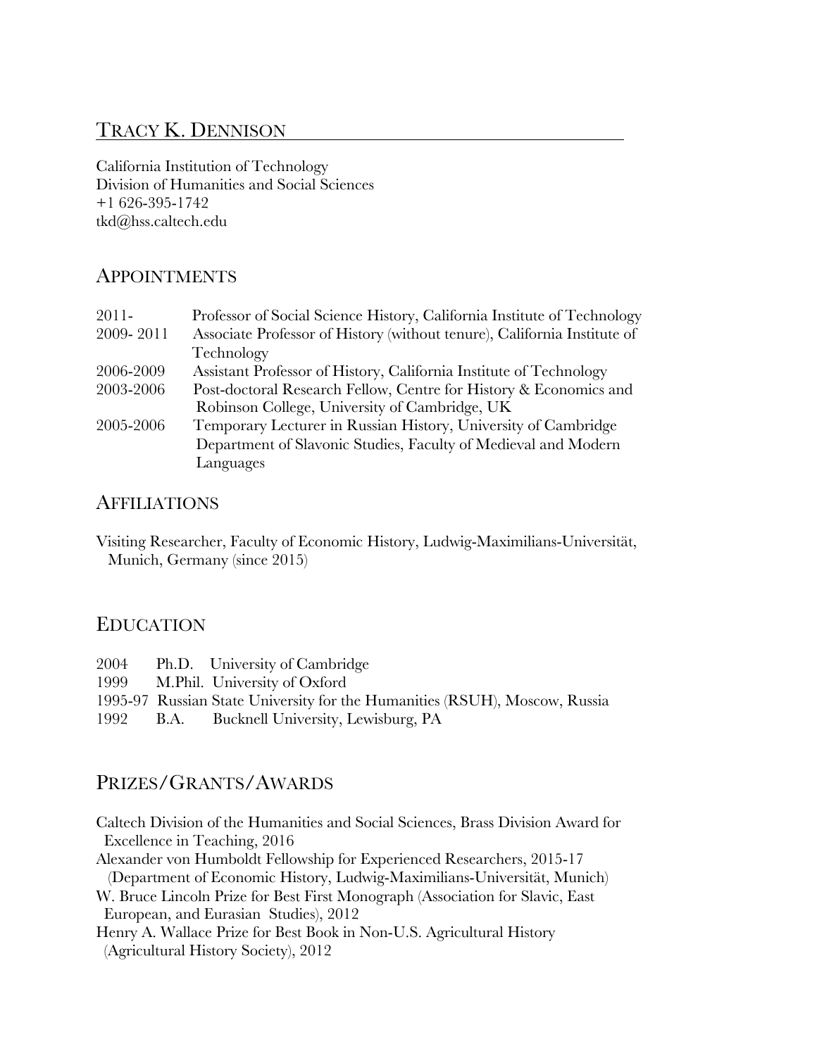# Tracy K. Dennison

California Institution of Technology
Division of Humanities and Social Sciences
+1 626-395-1742
tkd@hss.caltech.edu

## Appointments

| | |
|---|---|
| 2011- | Professor of Social Science History, California Institute of Technology |
| 2009- 2011 | Associate Professor of History (without tenure), California Institute of Technology |
| 2006-2009 | Assistant Professor of History, California Institute of Technology |
| 2003-2006 | Post-doctoral Research Fellow, Centre for History & Economics and Robinson College, University of Cambridge, UK |
| 2005-2006 | Temporary Lecturer in Russian History, University of Cambridge Department of Slavonic Studies, Faculty of Medieval and Modern Languages |

## Affiliations

Visiting Researcher, Faculty of Economic History, Ludwig-Maximilians-Universität, Munich, Germany (since 2015)

## Education

| | | |
|---|---|---|
| 2004 | Ph.D. | University of Cambridge |
| 1999 | M.Phil. | University of Oxford |
| 1995-97 | | Russian State University for the Humanities (RSUH), Moscow, Russia |
| 1992 | B.A. | Bucknell University, Lewisburg, PA |

## Prizes/Grants/Awards

Caltech Division of the Humanities and Social Sciences, Brass Division Award for Excellence in Teaching, 2016

Alexander von Humboldt Fellowship for Experienced Researchers, 2015-17 (Department of Economic History, Ludwig-Maximilians-Universität, Munich)

W. Bruce Lincoln Prize for Best First Monograph (Association for Slavic, East European, and Eurasian Studies), 2012

Henry A. Wallace Prize for Best Book in Non-U.S. Agricultural History (Agricultural History Society), 2012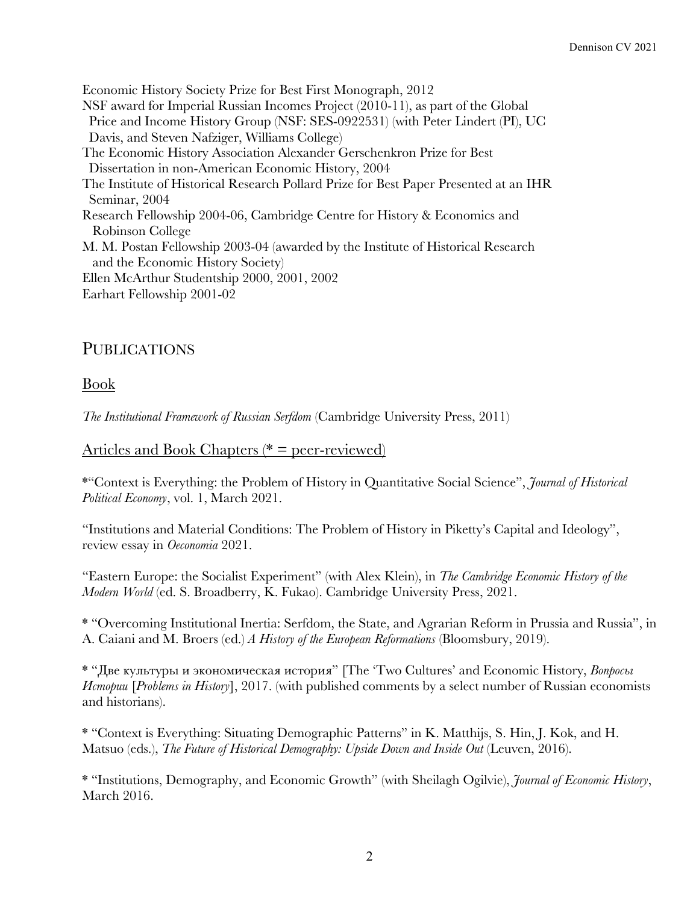Economic History Society Prize for Best First Monograph, 2012
NSF award for Imperial Russian Incomes Project (2010-11), as part of the Global Price and Income History Group (NSF: SES-0922531) (with Peter Lindert (PI), UC Davis, and Steven Nafziger, Williams College)
The Economic History Association Alexander Gerschenkron Prize for Best Dissertation in non-American Economic History, 2004
The Institute of Historical Research Pollard Prize for Best Paper Presented at an IHR Seminar, 2004
Research Fellowship 2004-06, Cambridge Centre for History & Economics and Robinson College
M. M. Postan Fellowship 2003-04 (awarded by the Institute of Historical Research and the Economic History Society)
Ellen McArthur Studentship 2000, 2001, 2002
Earhart Fellowship 2001-02

## PUBLICATIONS

### Book

*The Institutional Framework of Russian Serfdom* (Cambridge University Press, 2011)

### Articles and Book Chapters (* = peer-reviewed)

*"Context is Everything: the Problem of History in Quantitative Social Science", *Journal of Historical Political Economy*, vol. 1, March 2021.

"Institutions and Material Conditions: The Problem of History in Piketty's Capital and Ideology", review essay in *Oeconomia* 2021.

"Eastern Europe: the Socialist Experiment" (with Alex Klein), in *The Cambridge Economic History of the Modern World* (ed. S. Broadberry, K. Fukao). Cambridge University Press, 2021.

* "Overcoming Institutional Inertia: Serfdom, the State, and Agrarian Reform in Prussia and Russia", in A. Caiani and M. Broers (ed.) *A History of the European Reformations* (Bloomsbury, 2019).

* "Две культуры и экономическая история" [The 'Two Cultures' and Economic History, *Вопросы Истории* [*Problems in History*], 2017. (with published comments by a select number of Russian economists and historians).

* "Context is Everything: Situating Demographic Patterns" in K. Matthijs, S. Hin, J. Kok, and H. Matsuo (eds.), *The Future of Historical Demography: Upside Down and Inside Out* (Leuven, 2016).

* "Institutions, Demography, and Economic Growth" (with Sheilagh Ogilvie), *Journal of Economic History*, March 2016.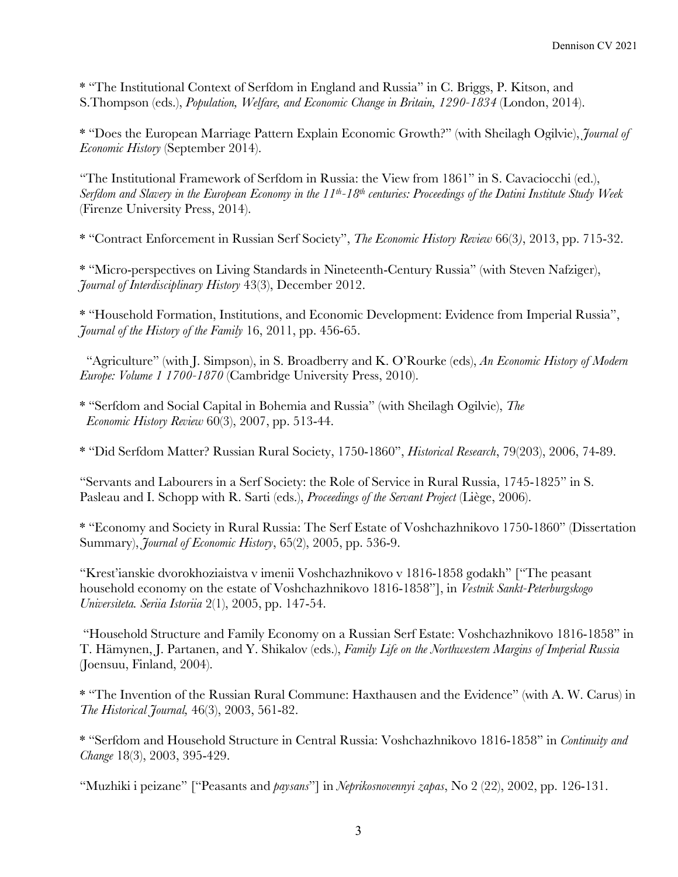* "The Institutional Context of Serfdom in England and Russia" in C. Briggs, P. Kitson, and S.Thompson (eds.), *Population, Welfare, and Economic Change in Britain, 1290-1834* (London, 2014).

* "Does the European Marriage Pattern Explain Economic Growth?" (with Sheilagh Ogilvie), *Journal of Economic History* (September 2014).

"The Institutional Framework of Serfdom in Russia: the View from 1861" in S. Cavaciocchi (ed.), *Serfdom and Slavery in the European Economy in the 11th-18th centuries: Proceedings of the Datini Institute Study Week* (Firenze University Press, 2014).

* "Contract Enforcement in Russian Serf Society", *The Economic History Review* 66(3), 2013, pp. 715-32.

* "Micro-perspectives on Living Standards in Nineteenth-Century Russia" (with Steven Nafziger), *Journal of Interdisciplinary History* 43(3), December 2012.

* "Household Formation, Institutions, and Economic Development: Evidence from Imperial Russia", *Journal of the History of the Family* 16, 2011, pp. 456-65.

"Agriculture" (with J. Simpson), in S. Broadberry and K. O'Rourke (eds), *An Economic History of Modern Europe: Volume 1 1700-1870* (Cambridge University Press, 2010).

* "Serfdom and Social Capital in Bohemia and Russia" (with Sheilagh Ogilvie), *The Economic History Review* 60(3), 2007, pp. 513-44.

* "Did Serfdom Matter? Russian Rural Society, 1750-1860", *Historical Research*, 79(203), 2006, 74-89.

"Servants and Labourers in a Serf Society: the Role of Service in Rural Russia, 1745-1825" in S. Pasleau and I. Schopp with R. Sarti (eds.), *Proceedings of the Servant Project* (Liège, 2006).

* "Economy and Society in Rural Russia: The Serf Estate of Voshchazhnikovo 1750-1860" (Dissertation Summary), *Journal of Economic History*, 65(2), 2005, pp. 536-9.

"Krest'ianskie dvorokhoziaistva v imenii Voshchazhnikovo v 1816-1858 godakh" ["The peasant household economy on the estate of Voshchazhnikovo 1816-1858"], in *Vestnik Sankt-Peterburgskogo Universiteta. Seriia Istoriia* 2(1), 2005, pp. 147-54.

"Household Structure and Family Economy on a Russian Serf Estate: Voshchazhnikovo 1816-1858" in T. Hämynen, J. Partanen, and Y. Shikalov (eds.), *Family Life on the Northwestern Margins of Imperial Russia* (Joensuu, Finland, 2004).

* "The Invention of the Russian Rural Commune: Haxthausen and the Evidence" (with A. W. Carus) in *The Historical Journal,* 46(3), 2003, 561-82.

* "Serfdom and Household Structure in Central Russia: Voshchazhnikovo 1816-1858" in *Continuity and Change* 18(3), 2003, 395-429.

"Muzhiki i peizane" ["Peasants and *paysans*"] in *Neprikosnovennyi zapas*, No 2 (22), 2002, pp. 126-131.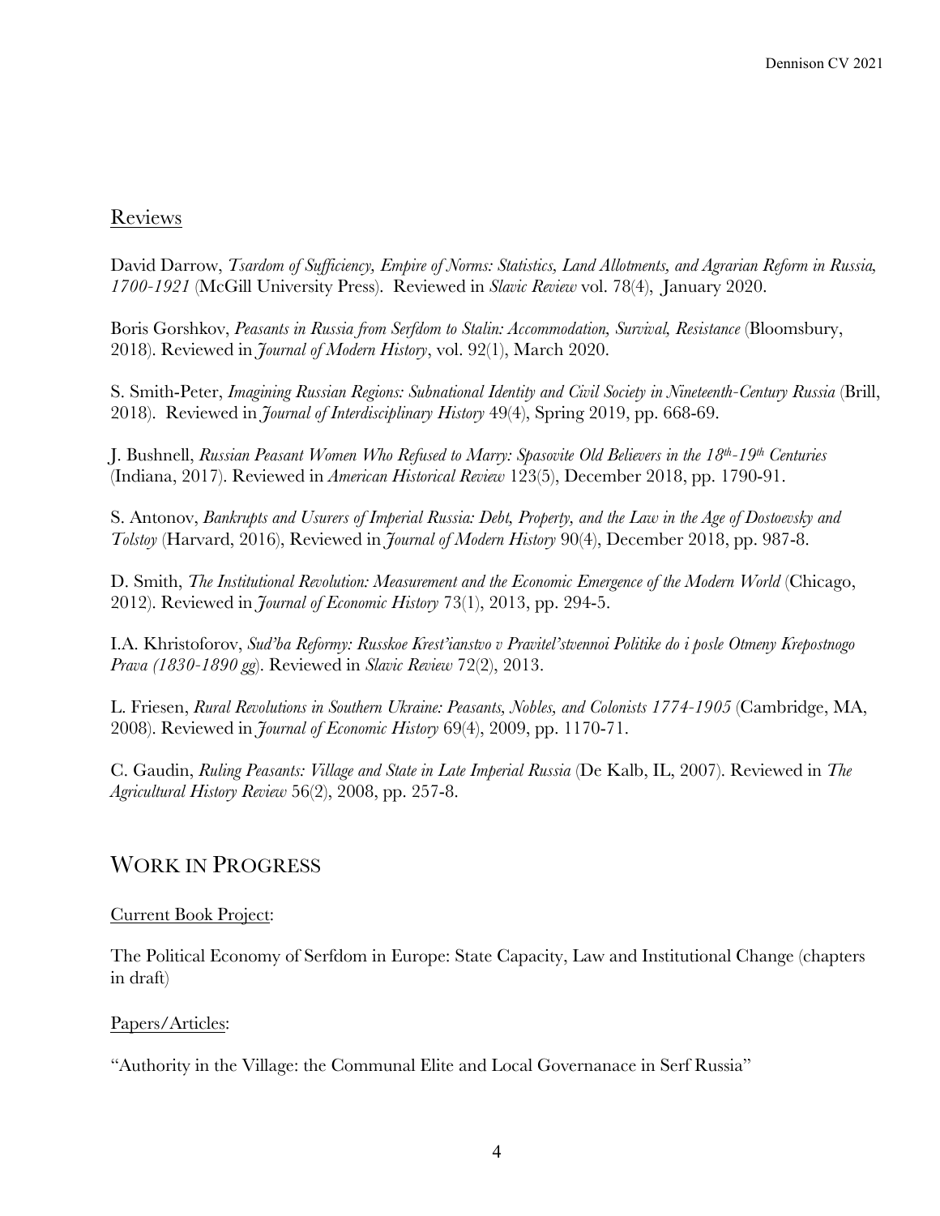## Reviews

David Darrow, *Tsardom of Sufficiency, Empire of Norms: Statistics, Land Allotments, and Agrarian Reform in Russia, 1700-1921* (McGill University Press). Reviewed in *Slavic Review* vol. 78(4), January 2020.

Boris Gorshkov, *Peasants in Russia from Serfdom to Stalin: Accommodation, Survival, Resistance* (Bloomsbury, 2018). Reviewed in *Journal of Modern History*, vol. 92(1), March 2020.

S. Smith-Peter, *Imagining Russian Regions: Subnational Identity and Civil Society in Nineteenth-Century Russia* (Brill, 2018). Reviewed in *Journal of Interdisciplinary History* 49(4), Spring 2019, pp. 668-69.

J. Bushnell, *Russian Peasant Women Who Refused to Marry: Spasovite Old Believers in the 18th-19th Centuries* (Indiana, 2017). Reviewed in *American Historical Review* 123(5), December 2018, pp. 1790-91.

S. Antonov, *Bankrupts and Usurers of Imperial Russia: Debt, Property, and the Law in the Age of Dostoevsky and Tolstoy* (Harvard, 2016), Reviewed in *Journal of Modern History* 90(4), December 2018, pp. 987-8.

D. Smith, *The Institutional Revolution: Measurement and the Economic Emergence of the Modern World* (Chicago, 2012). Reviewed in *Journal of Economic History* 73(1), 2013, pp. 294-5.

I.A. Khristoforov, *Sud'ba Reformy: Russkoe Krest'ianstvo v Pravitel'stvennoi Politike do i posle Otmeny Krepostnogo Prava (1830-1890 gg*). Reviewed in *Slavic Review* 72(2), 2013.

L. Friesen, *Rural Revolutions in Southern Ukraine: Peasants, Nobles, and Colonists 1774-1905* (Cambridge, MA, 2008). Reviewed in *Journal of Economic History* 69(4), 2009, pp. 1170-71.

C. Gaudin, *Ruling Peasants: Village and State in Late Imperial Russia* (De Kalb, IL, 2007). Reviewed in *The Agricultural History Review* 56(2), 2008, pp. 257-8.

# WORK IN PROGRESS

Current Book Project:

The Political Economy of Serfdom in Europe: State Capacity, Law and Institutional Change (chapters in draft)

Papers/Articles:

"Authority in the Village: the Communal Elite and Local Governanace in Serf Russia"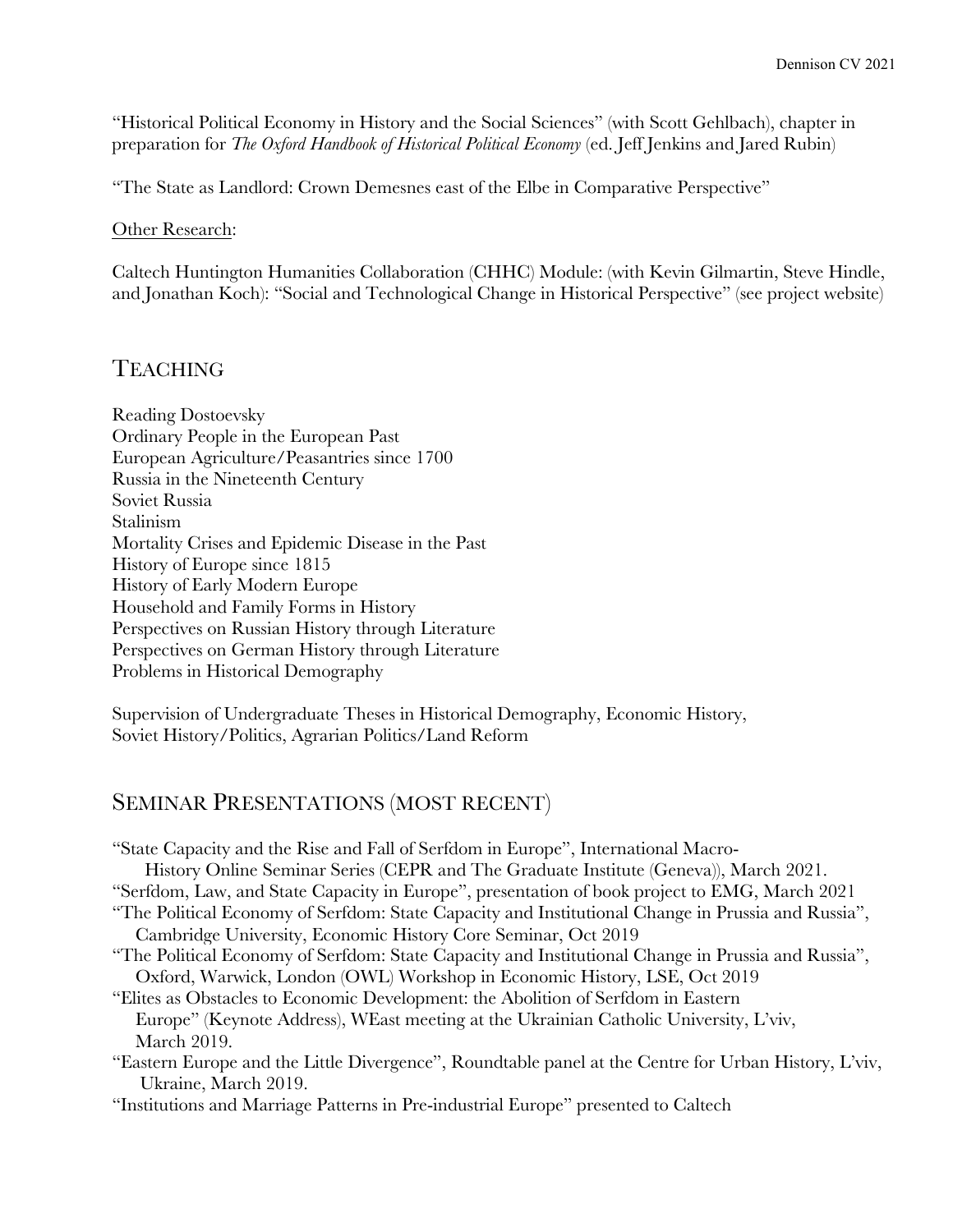"Historical Political Economy in History and the Social Sciences" (with Scott Gehlbach), chapter in preparation for *The Oxford Handbook of Historical Political Economy* (ed. Jeff Jenkins and Jared Rubin)

"The State as Landlord: Crown Demesnes east of the Elbe in Comparative Perspective"

Other Research:

Caltech Huntington Humanities Collaboration (CHHC) Module: (with Kevin Gilmartin, Steve Hindle, and Jonathan Koch): "Social and Technological Change in Historical Perspective" (see project website)

## Teaching

Reading Dostoevsky
Ordinary People in the European Past
European Agriculture/Peasantries since 1700
Russia in the Nineteenth Century
Soviet Russia
Stalinism
Mortality Crises and Epidemic Disease in the Past
History of Europe since 1815
History of Early Modern Europe
Household and Family Forms in History
Perspectives on Russian History through Literature
Perspectives on German History through Literature
Problems in Historical Demography

Supervision of Undergraduate Theses in Historical Demography, Economic History, Soviet History/Politics, Agrarian Politics/Land Reform

## Seminar Presentations (most recent)

"State Capacity and the Rise and Fall of Serfdom in Europe", International Macro-History Online Seminar Series (CEPR and The Graduate Institute (Geneva)), March 2021.
"Serfdom, Law, and State Capacity in Europe", presentation of book project to EMG, March 2021
"The Political Economy of Serfdom: State Capacity and Institutional Change in Prussia and Russia", Cambridge University, Economic History Core Seminar, Oct 2019
"The Political Economy of Serfdom: State Capacity and Institutional Change in Prussia and Russia", Oxford, Warwick, London (OWL) Workshop in Economic History, LSE, Oct 2019
"Elites as Obstacles to Economic Development: the Abolition of Serfdom in Eastern Europe" (Keynote Address), WEast meeting at the Ukrainian Catholic University, L'viv, March 2019.
"Eastern Europe and the Little Divergence", Roundtable panel at the Centre for Urban History, L'viv, Ukraine, March 2019.
"Institutions and Marriage Patterns in Pre-industrial Europe" presented to Caltech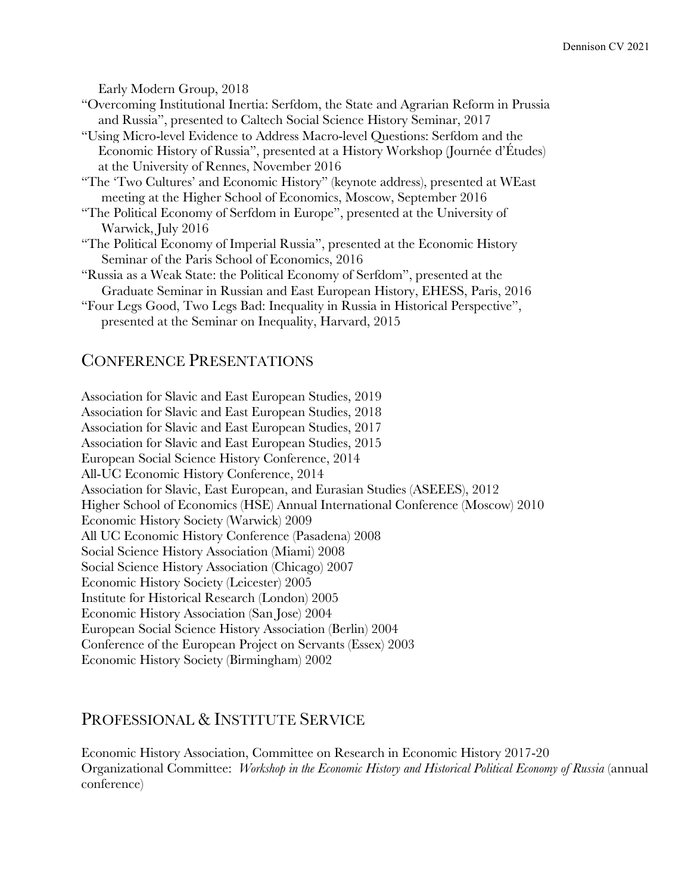Early Modern Group, 2018

"Overcoming Institutional Inertia: Serfdom, the State and Agrarian Reform in Prussia and Russia", presented to Caltech Social Science History Seminar, 2017

"Using Micro-level Evidence to Address Macro-level Questions: Serfdom and the Economic History of Russia", presented at a History Workshop (Journée d'Études) at the University of Rennes, November 2016

"The 'Two Cultures' and Economic History" (keynote address), presented at WEast meeting at the Higher School of Economics, Moscow, September 2016

"The Political Economy of Serfdom in Europe", presented at the University of Warwick, July 2016

"The Political Economy of Imperial Russia", presented at the Economic History Seminar of the Paris School of Economics, 2016

"Russia as a Weak State: the Political Economy of Serfdom", presented at the Graduate Seminar in Russian and East European History, EHESS, Paris, 2016

"Four Legs Good, Two Legs Bad: Inequality in Russia in Historical Perspective", presented at the Seminar on Inequality, Harvard, 2015

## Conference Presentations

Association for Slavic and East European Studies, 2019
Association for Slavic and East European Studies, 2018
Association for Slavic and East European Studies, 2017
Association for Slavic and East European Studies, 2015
European Social Science History Conference, 2014
All-UC Economic History Conference, 2014
Association for Slavic, East European, and Eurasian Studies (ASEEES), 2012
Higher School of Economics (HSE) Annual International Conference (Moscow) 2010
Economic History Society (Warwick) 2009
All UC Economic History Conference (Pasadena) 2008
Social Science History Association (Miami) 2008
Social Science History Association (Chicago) 2007
Economic History Society (Leicester) 2005
Institute for Historical Research (London) 2005
Economic History Association (San Jose) 2004
European Social Science History Association (Berlin) 2004
Conference of the European Project on Servants (Essex) 2003
Economic History Society (Birmingham) 2002

## Professional & Institute Service

Economic History Association, Committee on Research in Economic History 2017-20
Organizational Committee: *Workshop in the Economic History and Historical Political Economy of Russia* (annual conference)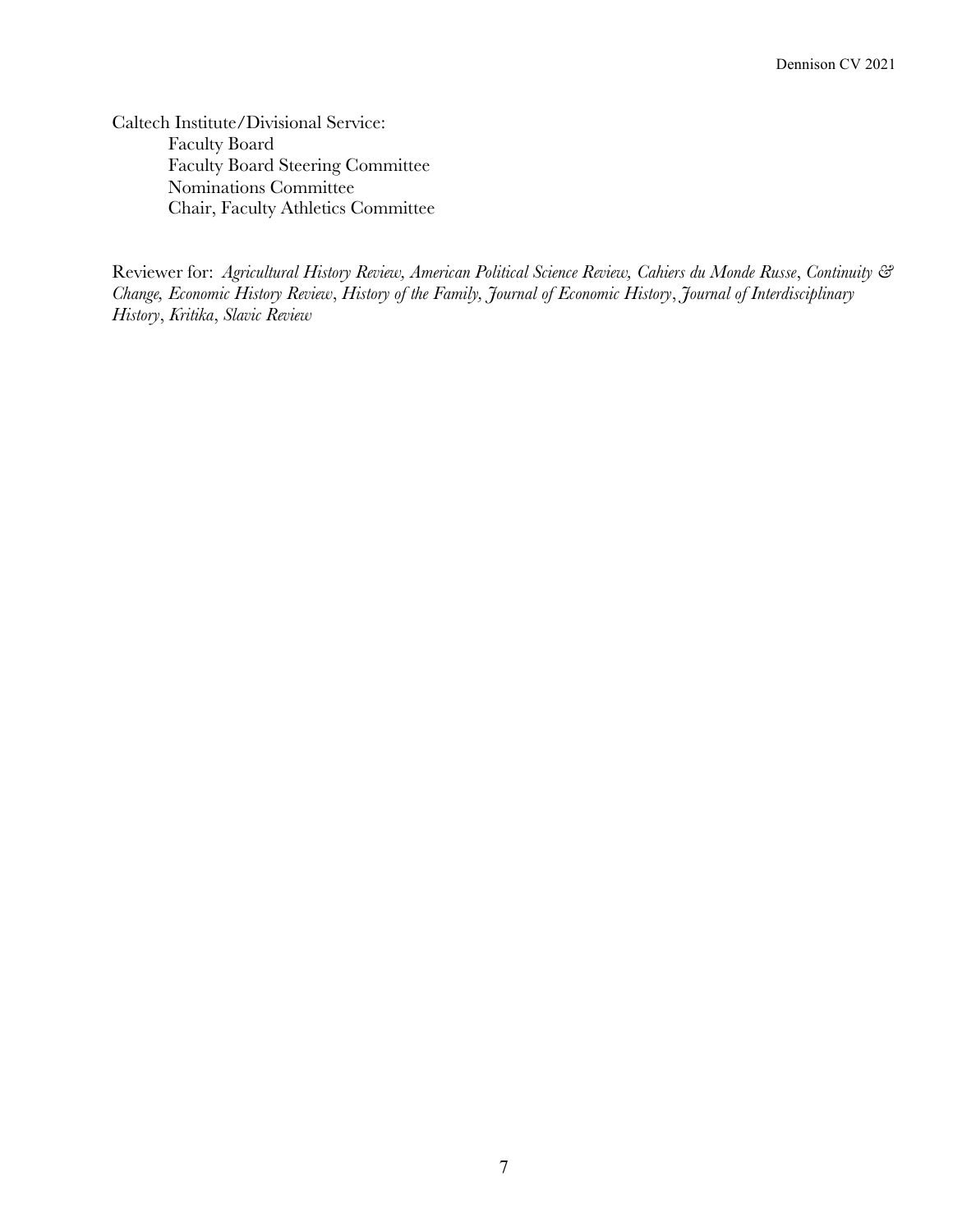Caltech Institute/Divisional Service:

- Faculty Board
- Faculty Board Steering Committee
- Nominations Committee
- Chair, Faculty Athletics Committee

Reviewer for: *Agricultural History Review, American Political Science Review, Cahiers du Monde Russe*, *Continuity & Change, Economic History Review*, *History of the Family, Journal of Economic History*, *Journal of Interdisciplinary History*, *Kritika*, *Slavic Review*